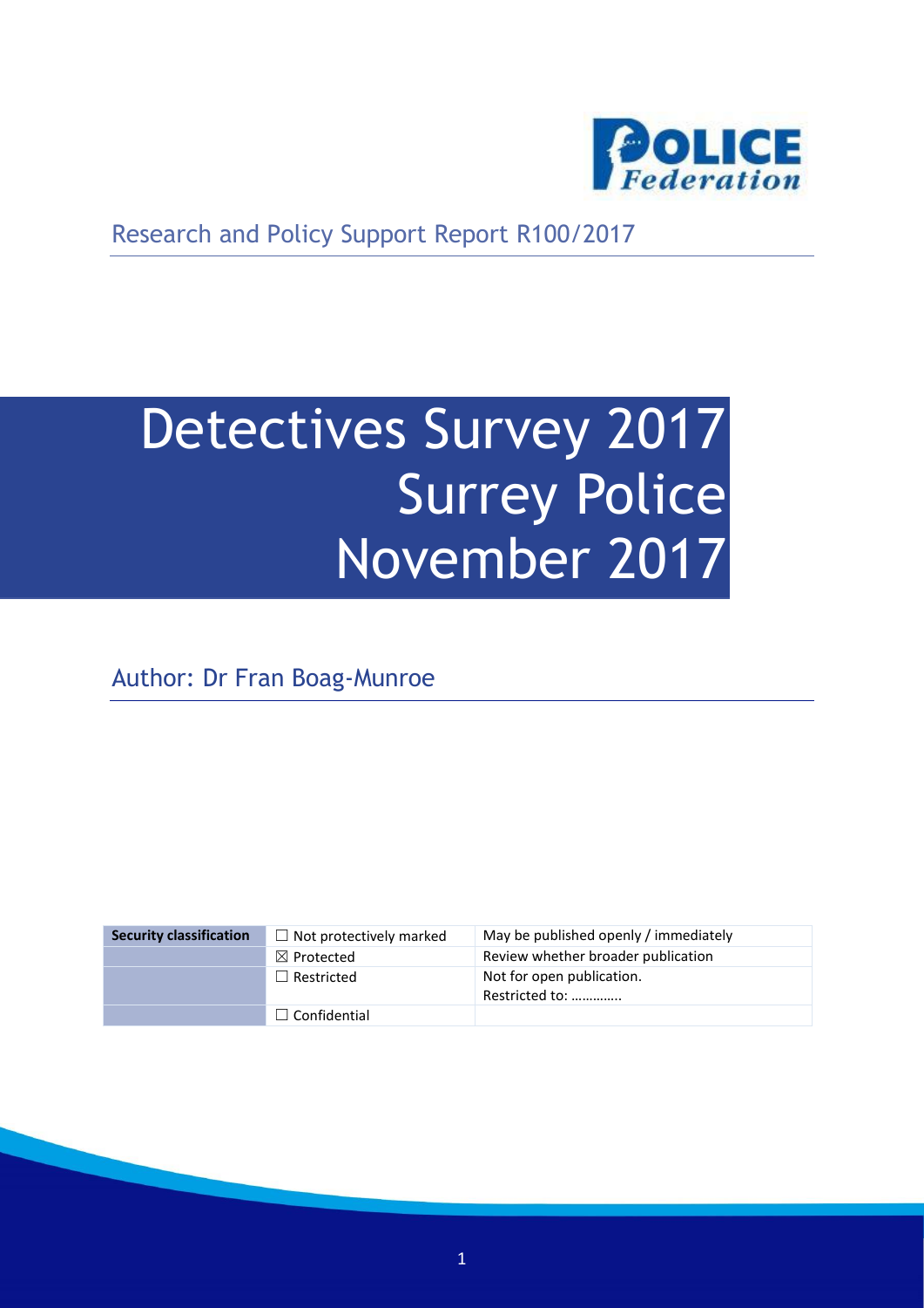Research and Policy Support Report R100/2017

# Detectives Survey 2017 Surrey Police November 2017

Author: Dr Fran Boag-Munroe

| Security classification | ☐ Not protectively marked | May be published openly / immediately |
|---|---|---|
| | ☒ Protected | Review whether broader publication |
| | ☐ Restricted | Not for open publication. Restricted to: …………. |
| | ☐ Confidential | |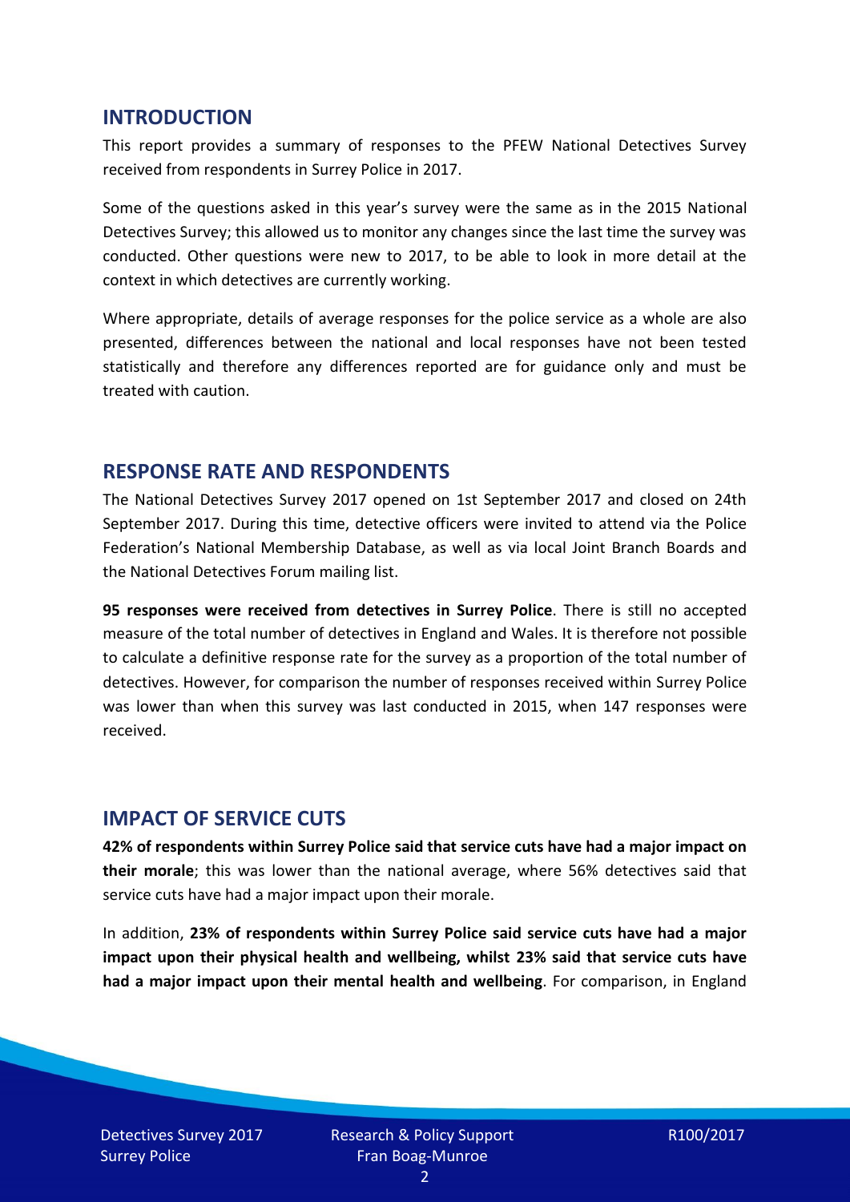## INTRODUCTION

This report provides a summary of responses to the PFEW National Detectives Survey received from respondents in Surrey Police in 2017.

Some of the questions asked in this year's survey were the same as in the 2015 National Detectives Survey; this allowed us to monitor any changes since the last time the survey was conducted. Other questions were new to 2017, to be able to look in more detail at the context in which detectives are currently working.

Where appropriate, details of average responses for the police service as a whole are also presented, differences between the national and local responses have not been tested statistically and therefore any differences reported are for guidance only and must be treated with caution.

## RESPONSE RATE AND RESPONDENTS

The National Detectives Survey 2017 opened on 1st September 2017 and closed on 24th September 2017. During this time, detective officers were invited to attend via the Police Federation's National Membership Database, as well as via local Joint Branch Boards and the National Detectives Forum mailing list.

**95 responses were received from detectives in Surrey Police**. There is still no accepted measure of the total number of detectives in England and Wales. It is therefore not possible to calculate a definitive response rate for the survey as a proportion of the total number of detectives. However, for comparison the number of responses received within Surrey Police was lower than when this survey was last conducted in 2015, when 147 responses were received.

## IMPACT OF SERVICE CUTS

**42% of respondents within Surrey Police said that service cuts have had a major impact on their morale**; this was lower than the national average, where 56% detectives said that service cuts have had a major impact upon their morale.

In addition, **23% of respondents within Surrey Police said service cuts have had a major impact upon their physical health and wellbeing, whilst 23% said that service cuts have had a major impact upon their mental health and wellbeing**. For comparison, in England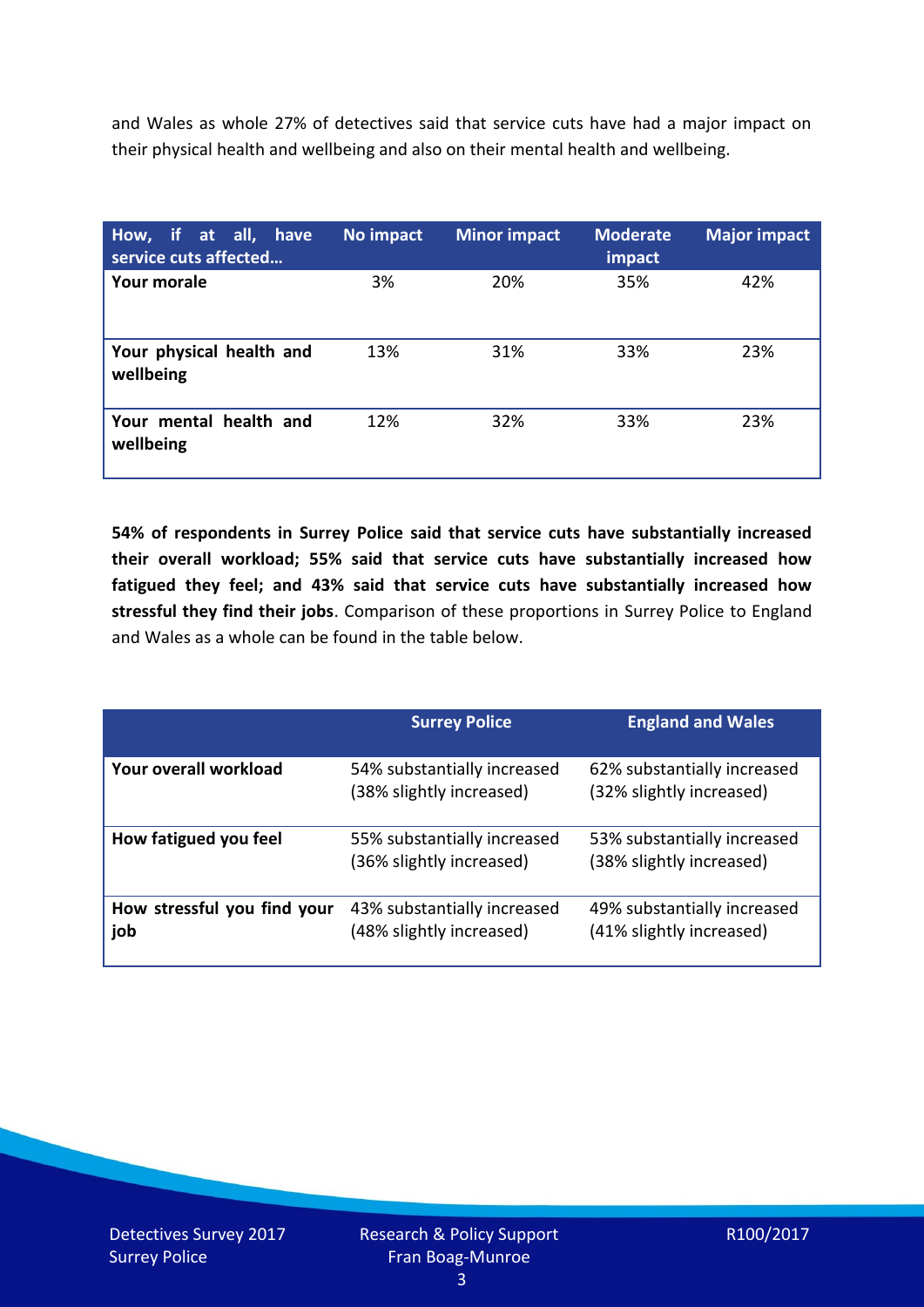and Wales as whole 27% of detectives said that service cuts have had a major impact on their physical health and wellbeing and also on their mental health and wellbeing.

| How, if at all, have service cuts affected… | No impact | Minor impact | Moderate impact | Major impact |
|---|---|---|---|---|
| **Your morale** | 3% | 20% | 35% | 42% |
| **Your physical health and wellbeing** | 13% | 31% | 33% | 23% |
| **Your mental health and wellbeing** | 12% | 32% | 33% | 23% |

**54% of respondents in Surrey Police said that service cuts have substantially increased their overall workload; 55% said that service cuts have substantially increased how fatigued they feel; and 43% said that service cuts have substantially increased how stressful they find their jobs**. Comparison of these proportions in Surrey Police to England and Wales as a whole can be found in the table below.

| | Surrey Police | England and Wales |
|---|---|---|
| **Your overall workload** | 54% substantially increased (38% slightly increased) | 62% substantially increased (32% slightly increased) |
| **How fatigued you feel** | 55% substantially increased (36% slightly increased) | 53% substantially increased (38% slightly increased) |
| **How stressful you find your job** | 43% substantially increased (48% slightly increased) | 49% substantially increased (41% slightly increased) |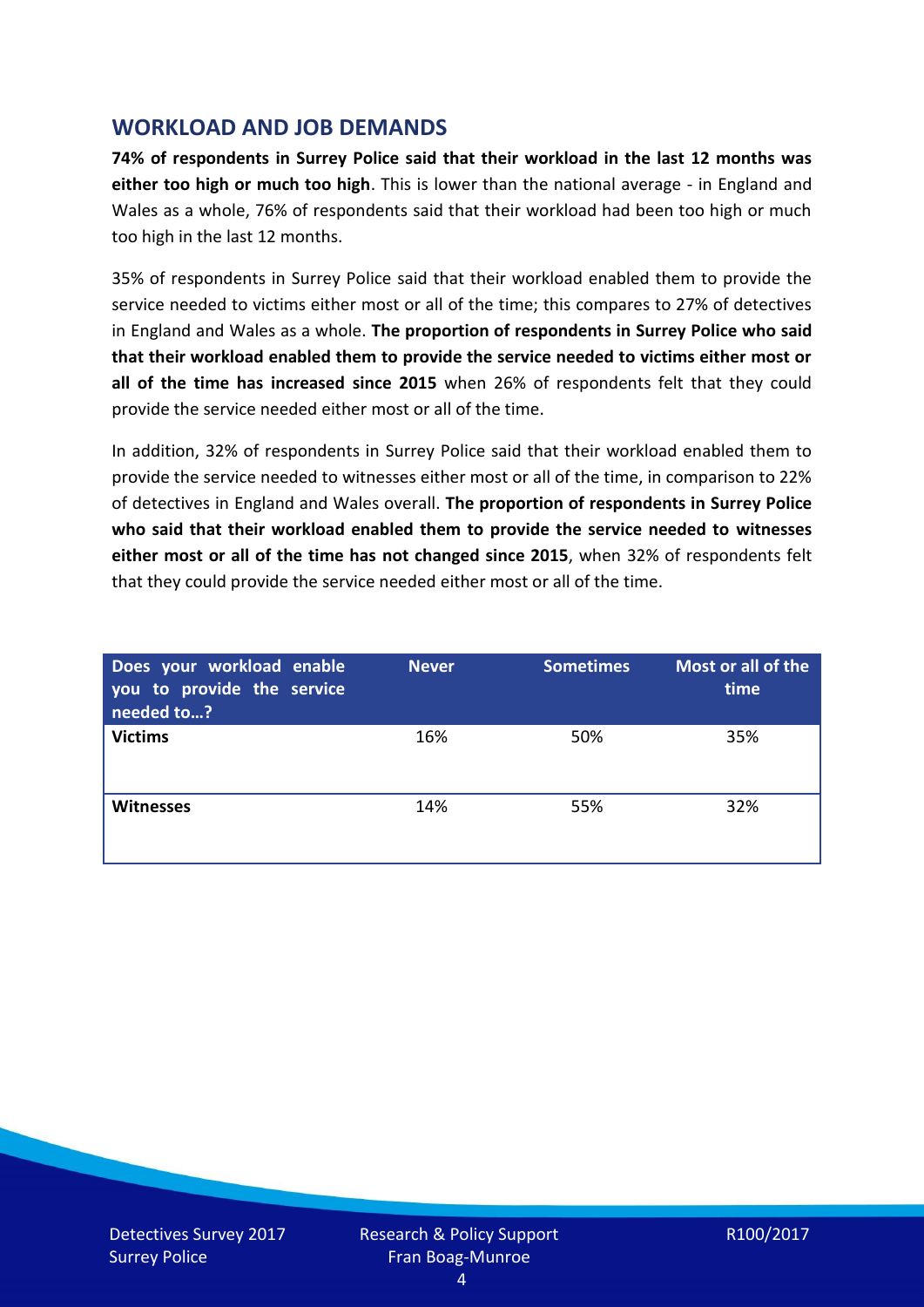## WORKLOAD AND JOB DEMANDS

**74% of respondents in Surrey Police said that their workload in the last 12 months was either too high or much too high**. This is lower than the national average - in England and Wales as a whole, 76% of respondents said that their workload had been too high or much too high in the last 12 months.

35% of respondents in Surrey Police said that their workload enabled them to provide the service needed to victims either most or all of the time; this compares to 27% of detectives in England and Wales as a whole. **The proportion of respondents in Surrey Police who said that their workload enabled them to provide the service needed to victims either most or all of the time has increased since 2015** when 26% of respondents felt that they could provide the service needed either most or all of the time.

In addition, 32% of respondents in Surrey Police said that their workload enabled them to provide the service needed to witnesses either most or all of the time, in comparison to 22% of detectives in England and Wales overall. **The proportion of respondents in Surrey Police who said that their workload enabled them to provide the service needed to witnesses either most or all of the time has not changed since 2015**, when 32% of respondents felt that they could provide the service needed either most or all of the time.

| Does your workload enable you to provide the service needed to…? | Never | Sometimes | Most or all of the time |
|---|---|---|---|
| **Victims** | 16% | 50% | 35% |
| **Witnesses** | 14% | 55% | 32% |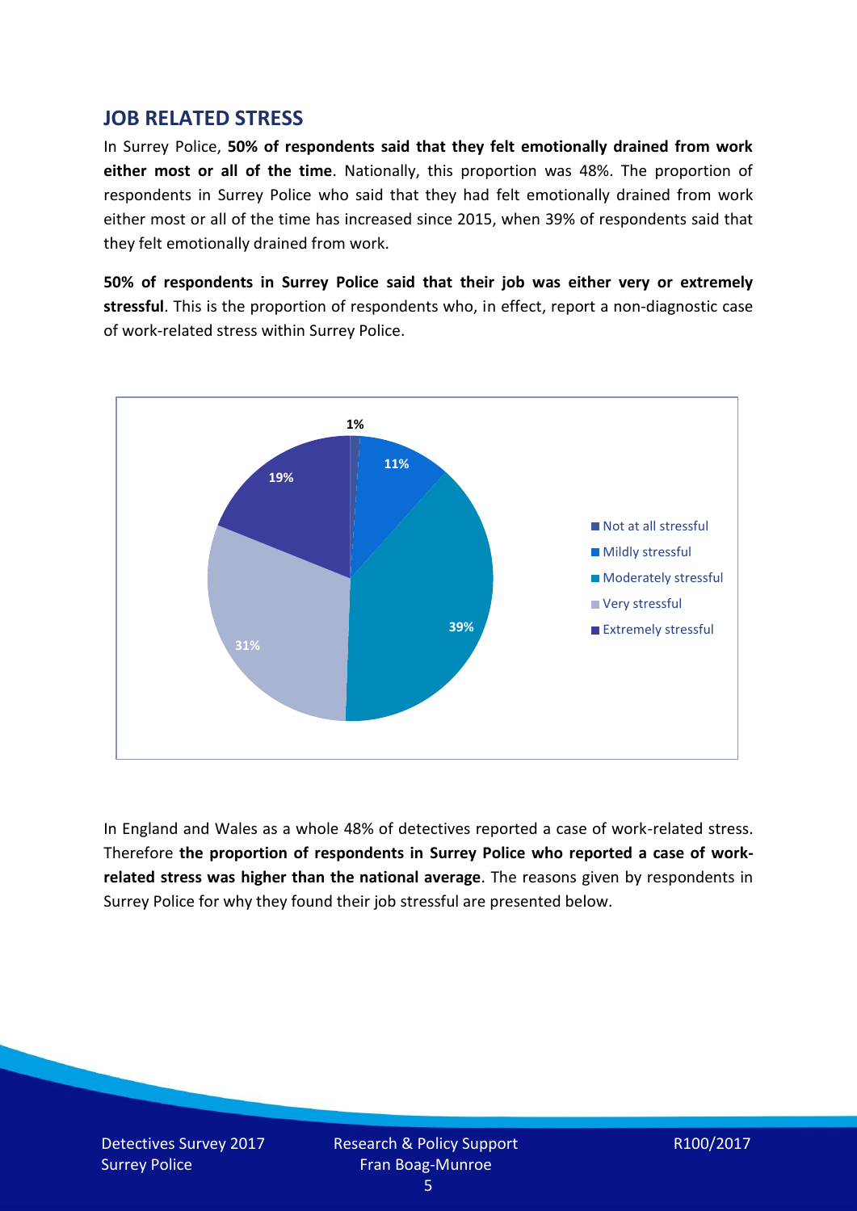## JOB RELATED STRESS

In Surrey Police, **50% of respondents said that they felt emotionally drained from work either most or all of the time**. Nationally, this proportion was 48%. The proportion of respondents in Surrey Police who said that they had felt emotionally drained from work either most or all of the time has increased since 2015, when 39% of respondents said that they felt emotionally drained from work.

**50% of respondents in Surrey Police said that their job was either very or extremely stressful**. This is the proportion of respondents who, in effect, report a non-diagnostic case of work-related stress within Surrey Police.

| Response | Percentage |
|---|---|
| Not at all stressful | 1% |
| Mildly stressful | 11% |
| Moderately stressful | 39% |
| Very stressful | 31% |
| Extremely stressful | 19% |

In England and Wales as a whole 48% of detectives reported a case of work-related stress. Therefore **the proportion of respondents in Surrey Police who reported a case of work-related stress was higher than the national average**. The reasons given by respondents in Surrey Police for why they found their job stressful are presented below.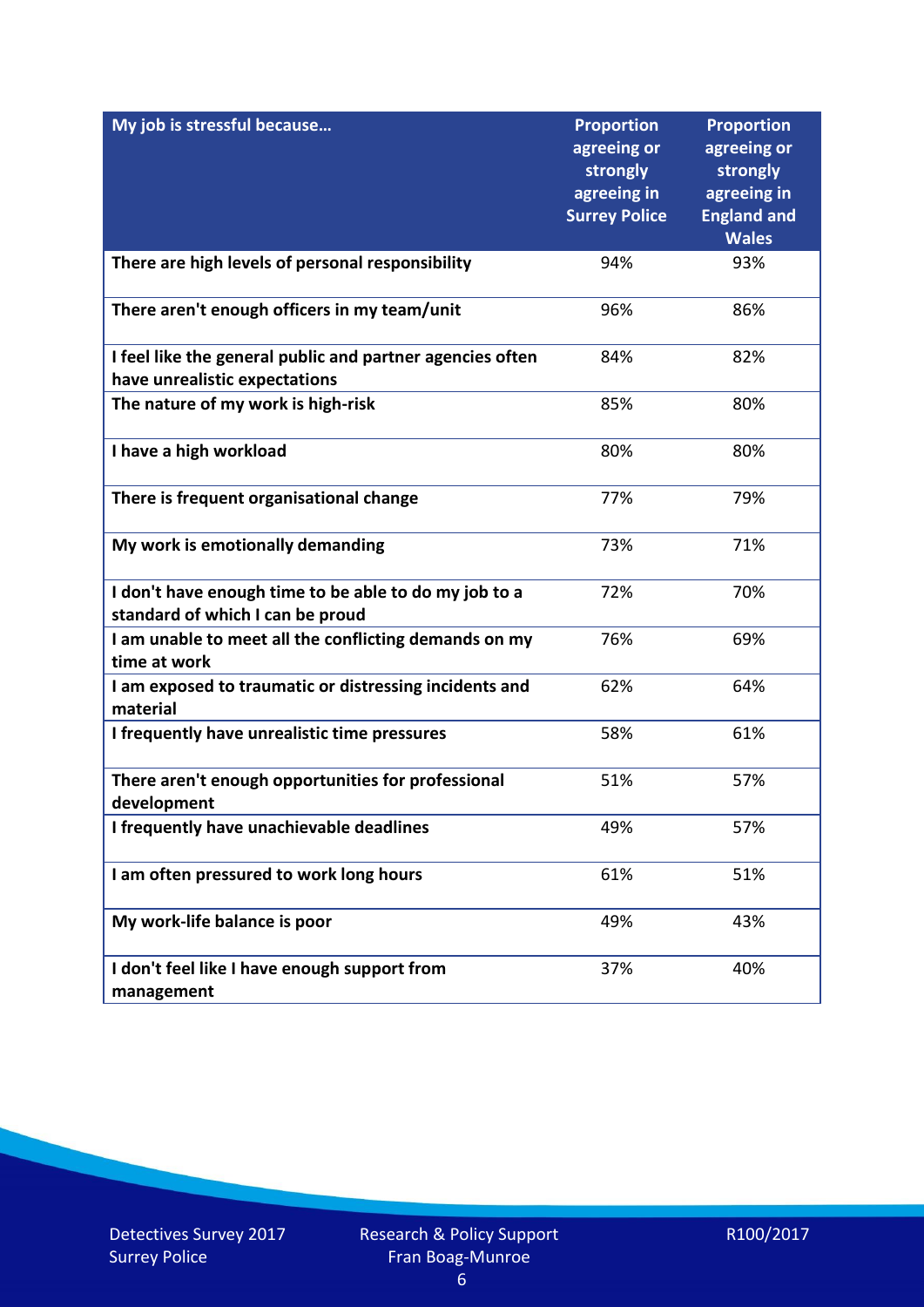| My job is stressful because… | Proportion agreeing or strongly agreeing in Surrey Police | Proportion agreeing or strongly agreeing in England and Wales |
|---|---|---|
| There are high levels of personal responsibility | 94% | 93% |
| There aren't enough officers in my team/unit | 96% | 86% |
| I feel like the general public and partner agencies often have unrealistic expectations | 84% | 82% |
| The nature of my work is high-risk | 85% | 80% |
| I have a high workload | 80% | 80% |
| There is frequent organisational change | 77% | 79% |
| My work is emotionally demanding | 73% | 71% |
| I don't have enough time to be able to do my job to a standard of which I can be proud | 72% | 70% |
| I am unable to meet all the conflicting demands on my time at work | 76% | 69% |
| I am exposed to traumatic or distressing incidents and material | 62% | 64% |
| I frequently have unrealistic time pressures | 58% | 61% |
| There aren't enough opportunities for professional development | 51% | 57% |
| I frequently have unachievable deadlines | 49% | 57% |
| I am often pressured to work long hours | 61% | 51% |
| My work-life balance is poor | 49% | 43% |
| I don't feel like I have enough support from management | 37% | 40% |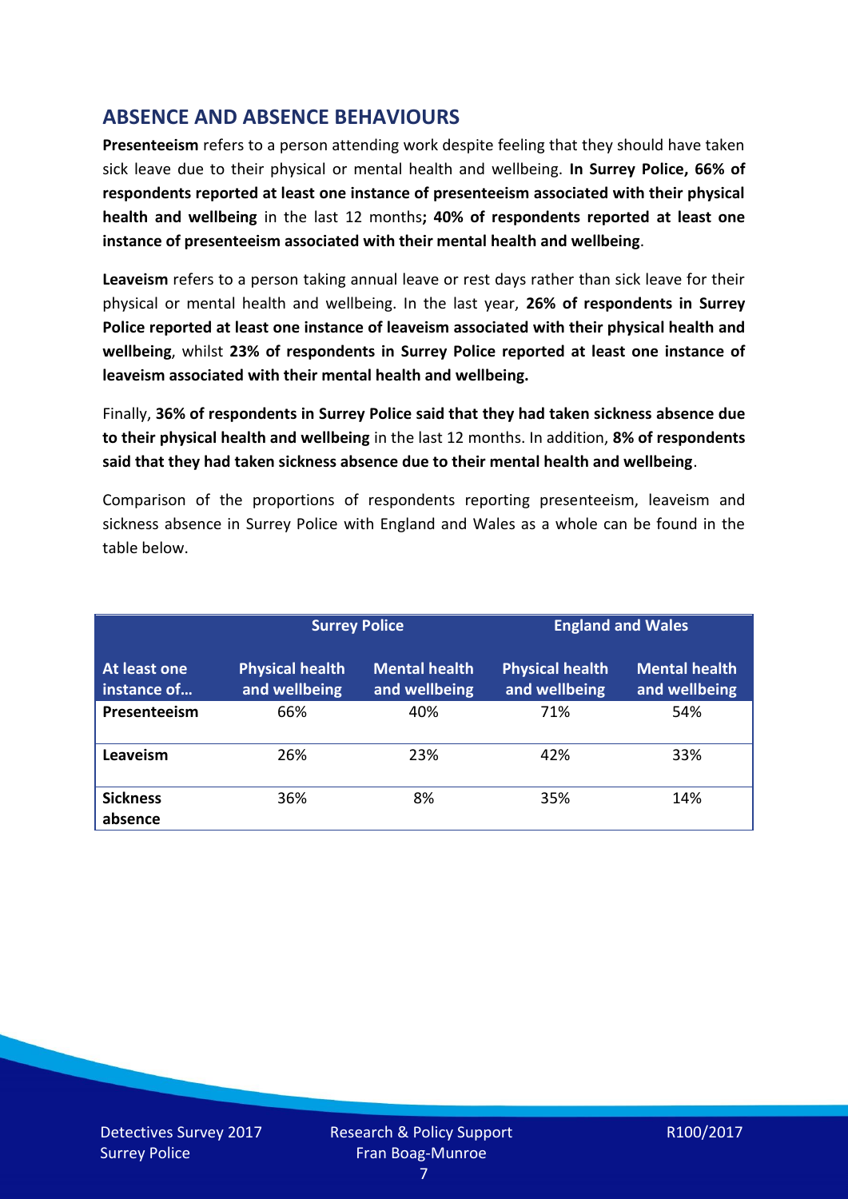## ABSENCE AND ABSENCE BEHAVIOURS

**Presenteeism** refers to a person attending work despite feeling that they should have taken sick leave due to their physical or mental health and wellbeing. **In Surrey Police, 66% of respondents reported at least one instance of presenteeism associated with their physical health and wellbeing** in the last 12 months**; 40% of respondents reported at least one instance of presenteeism associated with their mental health and wellbeing**.

**Leaveism** refers to a person taking annual leave or rest days rather than sick leave for their physical or mental health and wellbeing. In the last year, **26% of respondents in Surrey Police reported at least one instance of leaveism associated with their physical health and wellbeing**, whilst **23% of respondents in Surrey Police reported at least one instance of leaveism associated with their mental health and wellbeing.**

Finally, **36% of respondents in Surrey Police said that they had taken sickness absence due to their physical health and wellbeing** in the last 12 months. In addition, **8% of respondents said that they had taken sickness absence due to their mental health and wellbeing**.

Comparison of the proportions of respondents reporting presenteeism, leaveism and sickness absence in Surrey Police with England and Wales as a whole can be found in the table below.

| | Surrey Police | | England and Wales | |
|---|---|---|---|---|
| **At least one instance of…** | **Physical health and wellbeing** | **Mental health and wellbeing** | **Physical health and wellbeing** | **Mental health and wellbeing** |
| **Presenteeism** | 66% | 40% | 71% | 54% |
| **Leaveism** | 26% | 23% | 42% | 33% |
| **Sickness absence** | 36% | 8% | 35% | 14% |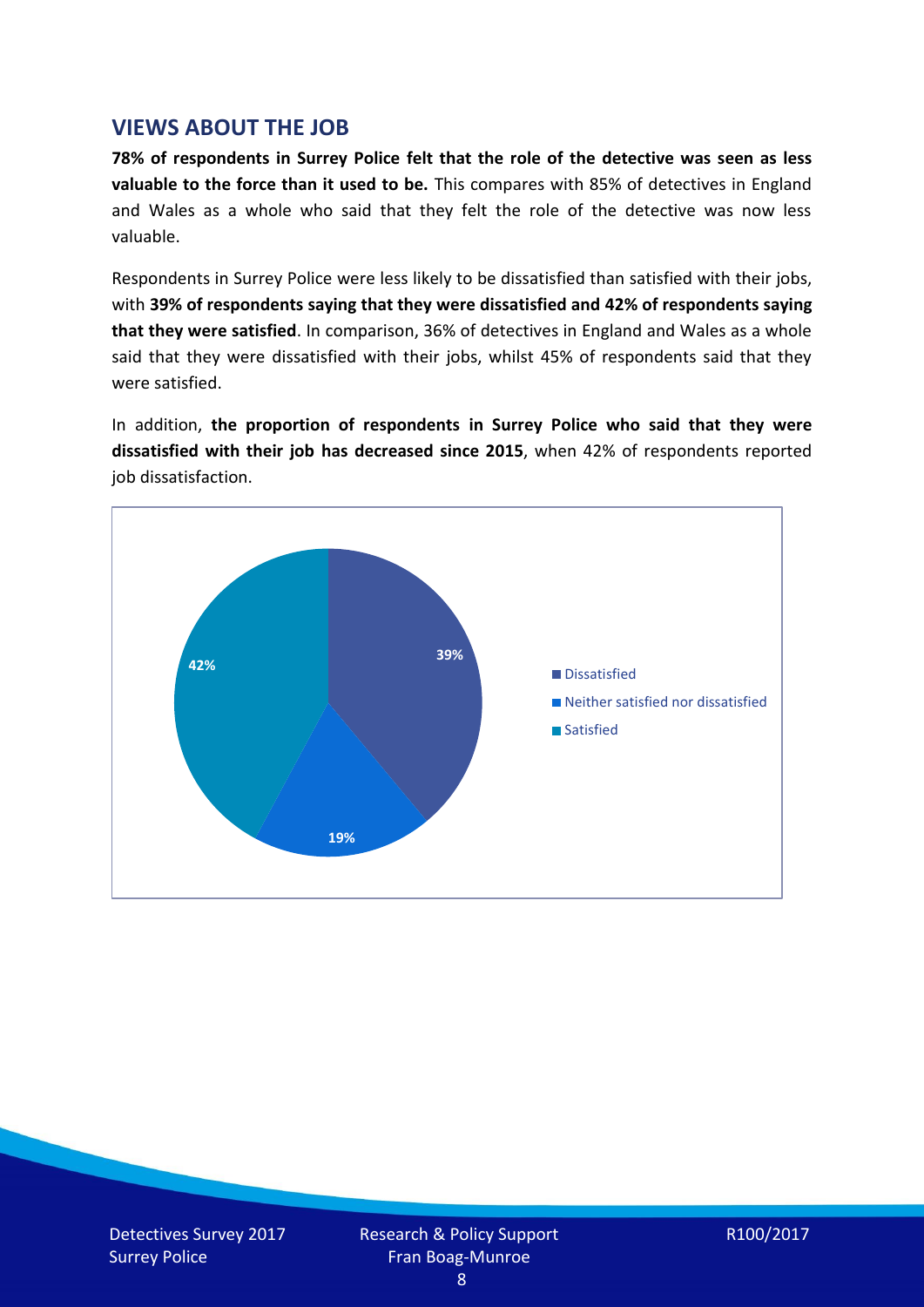## VIEWS ABOUT THE JOB

**78% of respondents in Surrey Police felt that the role of the detective was seen as less valuable to the force than it used to be.** This compares with 85% of detectives in England and Wales as a whole who said that they felt the role of the detective was now less valuable.

Respondents in Surrey Police were less likely to be dissatisfied than satisfied with their jobs, with **39% of respondents saying that they were dissatisfied and 42% of respondents saying that they were satisfied**. In comparison, 36% of detectives in England and Wales as a whole said that they were dissatisfied with their jobs, whilst 45% of respondents said that they were satisfied.

In addition, **the proportion of respondents in Surrey Police who said that they were dissatisfied with their job has decreased since 2015**, when 42% of respondents reported job dissatisfaction.

| Response | Percentage |
|---|---|
| Dissatisfied | 39% |
| Neither satisfied nor dissatisfied | 19% |
| Satisfied | 42% |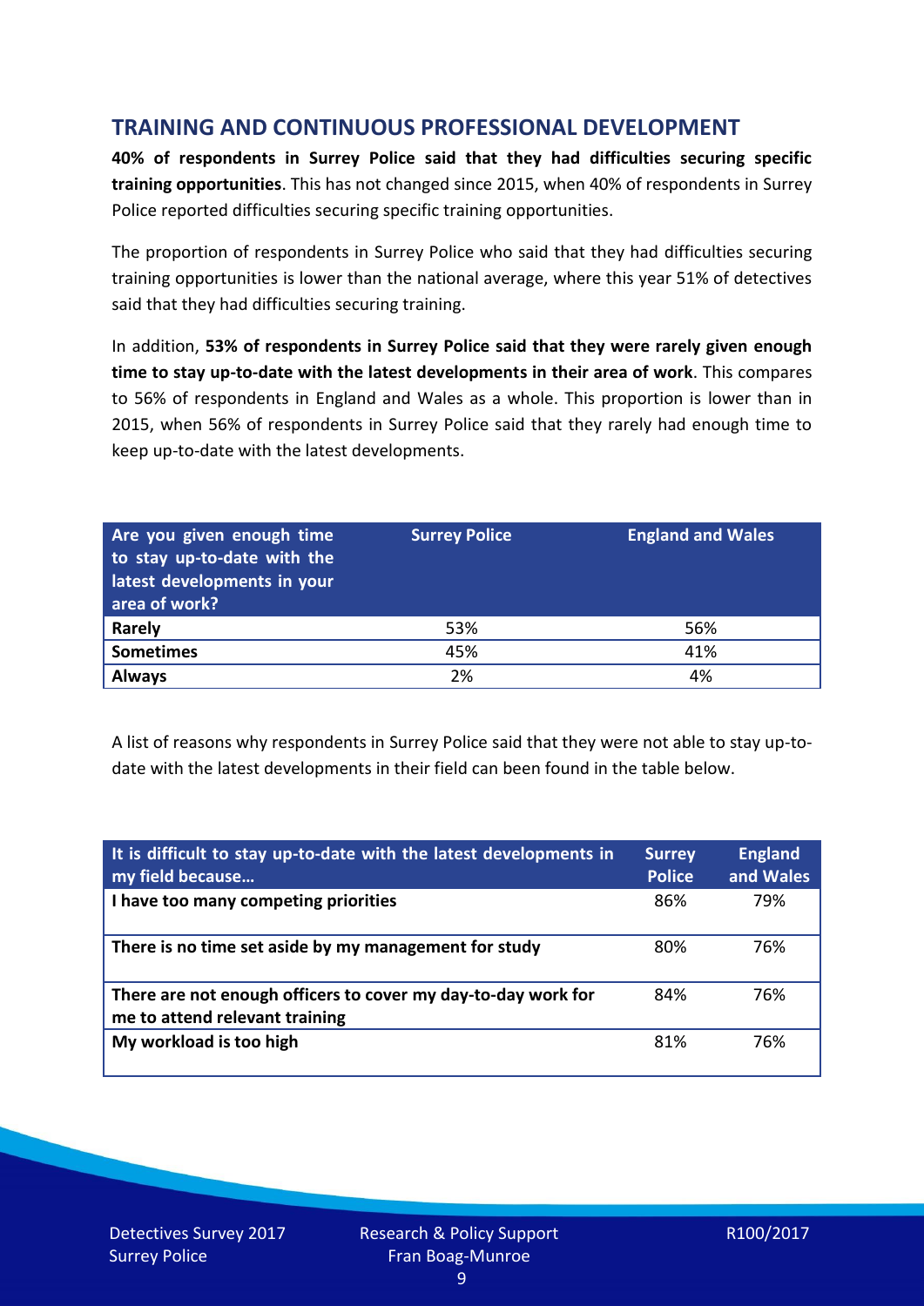## TRAINING AND CONTINUOUS PROFESSIONAL DEVELOPMENT

**40% of respondents in Surrey Police said that they had difficulties securing specific training opportunities**. This has not changed since 2015, when 40% of respondents in Surrey Police reported difficulties securing specific training opportunities.

The proportion of respondents in Surrey Police who said that they had difficulties securing training opportunities is lower than the national average, where this year 51% of detectives said that they had difficulties securing training.

In addition, **53% of respondents in Surrey Police said that they were rarely given enough time to stay up-to-date with the latest developments in their area of work**. This compares to 56% of respondents in England and Wales as a whole. This proportion is lower than in 2015, when 56% of respondents in Surrey Police said that they rarely had enough time to keep up-to-date with the latest developments.

| Are you given enough time to stay up-to-date with the latest developments in your area of work? | Surrey Police | England and Wales |
|---|---|---|
| **Rarely** | 53% | 56% |
| **Sometimes** | 45% | 41% |
| **Always** | 2% | 4% |

A list of reasons why respondents in Surrey Police said that they were not able to stay up-to-date with the latest developments in their field can been found in the table below.

| It is difficult to stay up-to-date with the latest developments in my field because… | Surrey Police | England and Wales |
|---|---|---|
| **I have too many competing priorities** | 86% | 79% |
| **There is no time set aside by my management for study** | 80% | 76% |
| **There are not enough officers to cover my day-to-day work for me to attend relevant training** | 84% | 76% |
| **My workload is too high** | 81% | 76% |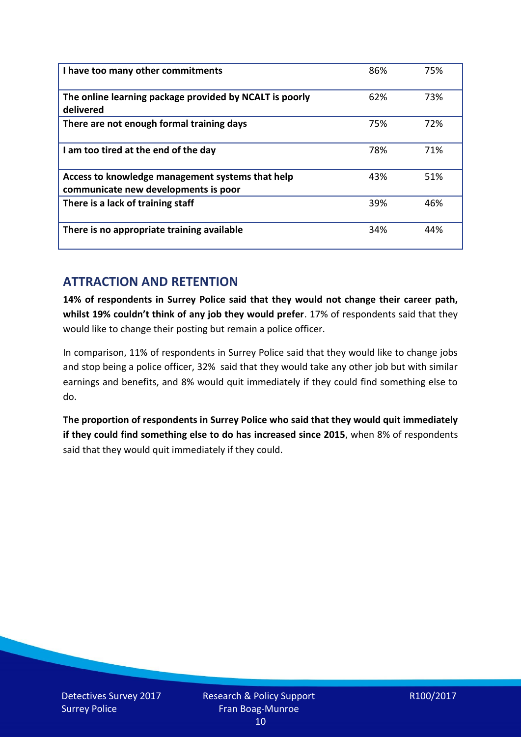| I have too many other commitments | 86% | 75% |
|---|---|---|
| The online learning package provided by NCALT is poorly delivered | 62% | 73% |
| There are not enough formal training days | 75% | 72% |
| I am too tired at the end of the day | 78% | 71% |
| Access to knowledge management systems that help communicate new developments is poor | 43% | 51% |
| There is a lack of training staff | 39% | 46% |
| There is no appropriate training available | 34% | 44% |

## ATTRACTION AND RETENTION

**14% of respondents in Surrey Police said that they would not change their career path, whilst 19% couldn't think of any job they would prefer**. 17% of respondents said that they would like to change their posting but remain a police officer.

In comparison, 11% of respondents in Surrey Police said that they would like to change jobs and stop being a police officer, 32% said that they would take any other job but with similar earnings and benefits, and 8% would quit immediately if they could find something else to do.

**The proportion of respondents in Surrey Police who said that they would quit immediately if they could find something else to do has increased since 2015**, when 8% of respondents said that they would quit immediately if they could.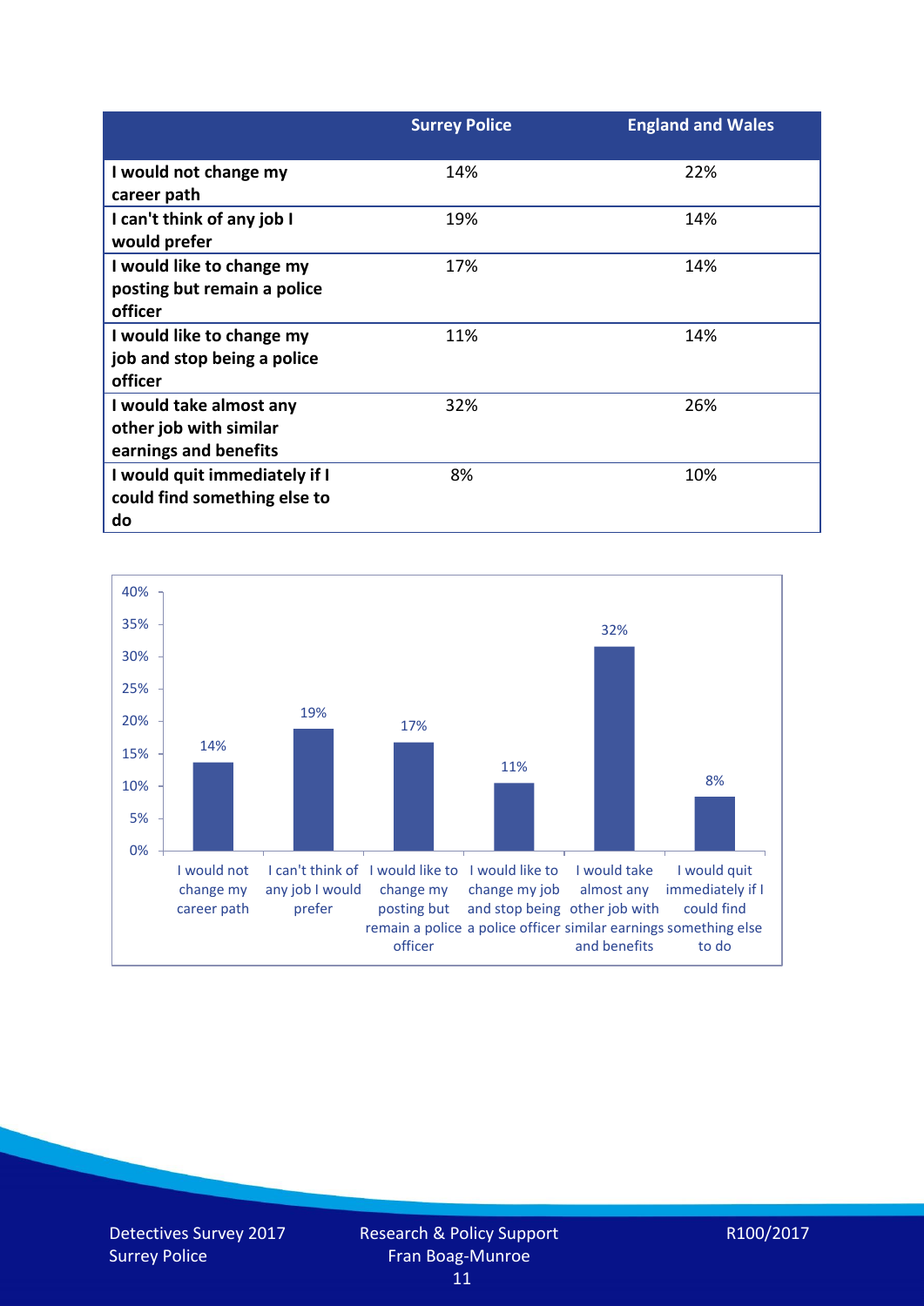| | Surrey Police | England and Wales |
|---|---|---|
| I would not change my career path | 14% | 22% |
| I can't think of any job I would prefer | 19% | 14% |
| I would like to change my posting but remain a police officer | 17% | 14% |
| I would like to change my job and stop being a police officer | 11% | 14% |
| I would take almost any other job with similar earnings and benefits | 32% | 26% |
| I would quit immediately if I could find something else to do | 8% | 10% |

| | Surrey Police |
|---|---|
| I would not change my career path | 14% |
| I can't think of any job I would prefer | 19% |
| I would like to change my posting but remain a police officer | 17% |
| I would like to change my job and stop being a police officer | 11% |
| I would take almost any other job with similar earnings and benefits | 32% |
| I would quit immediately if I could find something else to do | 8% |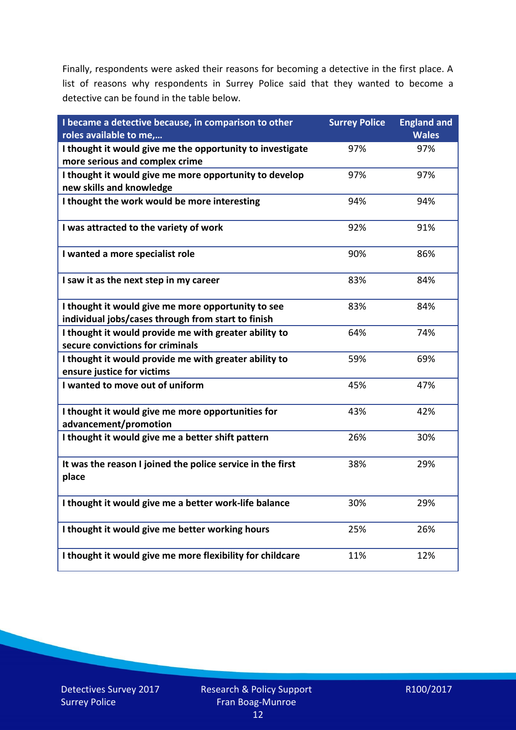Finally, respondents were asked their reasons for becoming a detective in the first place. A list of reasons why respondents in Surrey Police said that they wanted to become a detective can be found in the table below.

| I became a detective because, in comparison to other roles available to me,… | Surrey Police | England and Wales |
|---|---|---|
| I thought it would give me the opportunity to investigate more serious and complex crime | 97% | 97% |
| I thought it would give me more opportunity to develop new skills and knowledge | 97% | 97% |
| I thought the work would be more interesting | 94% | 94% |
| I was attracted to the variety of work | 92% | 91% |
| I wanted a more specialist role | 90% | 86% |
| I saw it as the next step in my career | 83% | 84% |
| I thought it would give me more opportunity to see individual jobs/cases through from start to finish | 83% | 84% |
| I thought it would provide me with greater ability to secure convictions for criminals | 64% | 74% |
| I thought it would provide me with greater ability to ensure justice for victims | 59% | 69% |
| I wanted to move out of uniform | 45% | 47% |
| I thought it would give me more opportunities for advancement/promotion | 43% | 42% |
| I thought it would give me a better shift pattern | 26% | 30% |
| It was the reason I joined the police service in the first place | 38% | 29% |
| I thought it would give me a better work-life balance | 30% | 29% |
| I thought it would give me better working hours | 25% | 26% |
| I thought it would give me more flexibility for childcare | 11% | 12% |